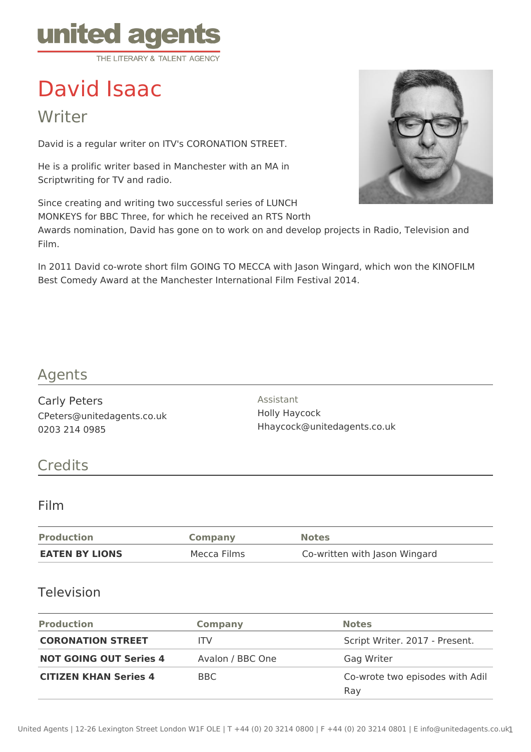united agents
THE LITERARY & TALENT AGENCY

# David Isaac

## Writer

David is a regular writer on ITV's CORONATION STREET.

He is a prolific writer based in Manchester with an MA in Scriptwriting for TV and radio.

Since creating and writing two successful series of LUNCH MONKEYS for BBC Three, for which he received an RTS North Awards nomination, David has gone on to work on and develop projects in Radio, Television and Film.

In 2011 David co-wrote short film GOING TO MECCA with Jason Wingard, which won the KINOFILM Best Comedy Award at the Manchester International Film Festival 2014.

## Agents

Carly Peters
CPeters@unitedagents.co.uk
0203 214 0985

Assistant
Holly Haycock
Hhaycock@unitedagents.co.uk

## Credits

### Film

| Production | Company | Notes |
| --- | --- | --- |
| **EATEN BY LIONS** | Mecca Films | Co-written with Jason Wingard |

### Television

| Production | Company | Notes |
| --- | --- | --- |
| **CORONATION STREET** | ITV | Script Writer. 2017 - Present. |
| **NOT GOING OUT Series 4** | Avalon / BBC One | Gag Writer |
| **CITIZEN KHAN Series 4** | BBC | Co-wrote two episodes with Adil Ray |

United Agents | 12-26 Lexington Street London W1F OLE | T +44 (0) 20 3214 0800 | F +44 (0) 20 3214 0801 | E info@unitedagents.co.uk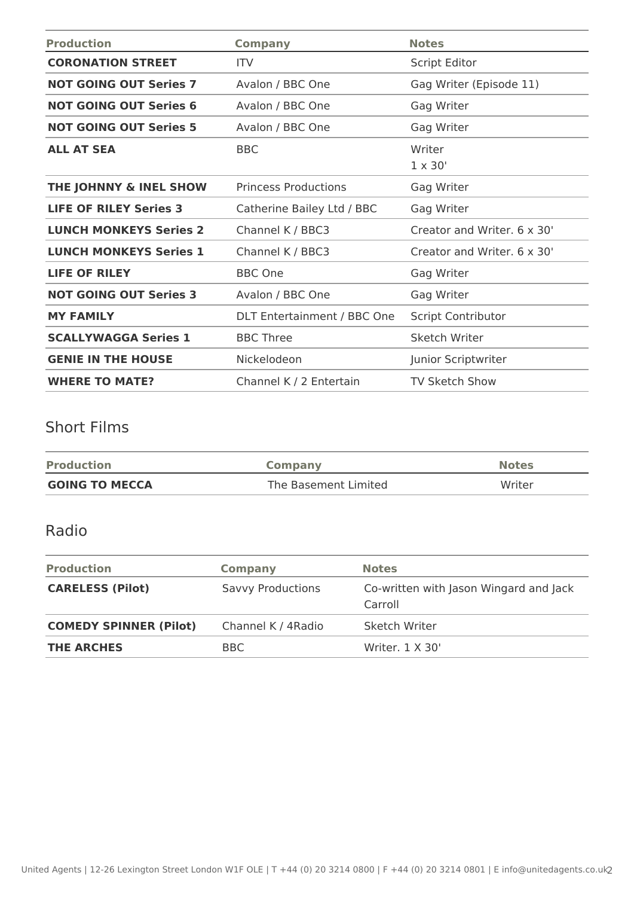| Production | Company | Notes |
| --- | --- | --- |
| **CORONATION STREET** | ITV | Script Editor |
| **NOT GOING OUT Series 7** | Avalon / BBC One | Gag Writer (Episode 11) |
| **NOT GOING OUT Series 6** | Avalon / BBC One | Gag Writer |
| **NOT GOING OUT Series 5** | Avalon / BBC One | Gag Writer |
| **ALL AT SEA** | BBC | Writer 1 x 30' |
| **THE JOHNNY & INEL SHOW** | Princess Productions | Gag Writer |
| **LIFE OF RILEY Series 3** | Catherine Bailey Ltd / BBC | Gag Writer |
| **LUNCH MONKEYS Series 2** | Channel K / BBC3 | Creator and Writer. 6 x 30' |
| **LUNCH MONKEYS Series 1** | Channel K / BBC3 | Creator and Writer. 6 x 30' |
| **LIFE OF RILEY** | BBC One | Gag Writer |
| **NOT GOING OUT Series 3** | Avalon / BBC One | Gag Writer |
| **MY FAMILY** | DLT Entertainment / BBC One | Script Contributor |
| **SCALLYWAGGA Series 1** | BBC Three | Sketch Writer |
| **GENIE IN THE HOUSE** | Nickelodeon | Junior Scriptwriter |
| **WHERE TO MATE?** | Channel K / 2 Entertain | TV Sketch Show |

## Short Films

| Production | Company | Notes |
| --- | --- | --- |
| **GOING TO MECCA** | The Basement Limited | Writer |

## Radio

| Production | Company | Notes |
| --- | --- | --- |
| **CARELESS (Pilot)** | Savvy Productions | Co-written with Jason Wingard and Jack Carroll |
| **COMEDY SPINNER (Pilot)** | Channel K / 4Radio | Sketch Writer |
| **THE ARCHES** | BBC | Writer. 1 X 30' |

United Agents | 12-26 Lexington Street London W1F OLE | T +44 (0) 20 3214 0800 | F +44 (0) 20 3214 0801 | E info@unitedagents.co.uk